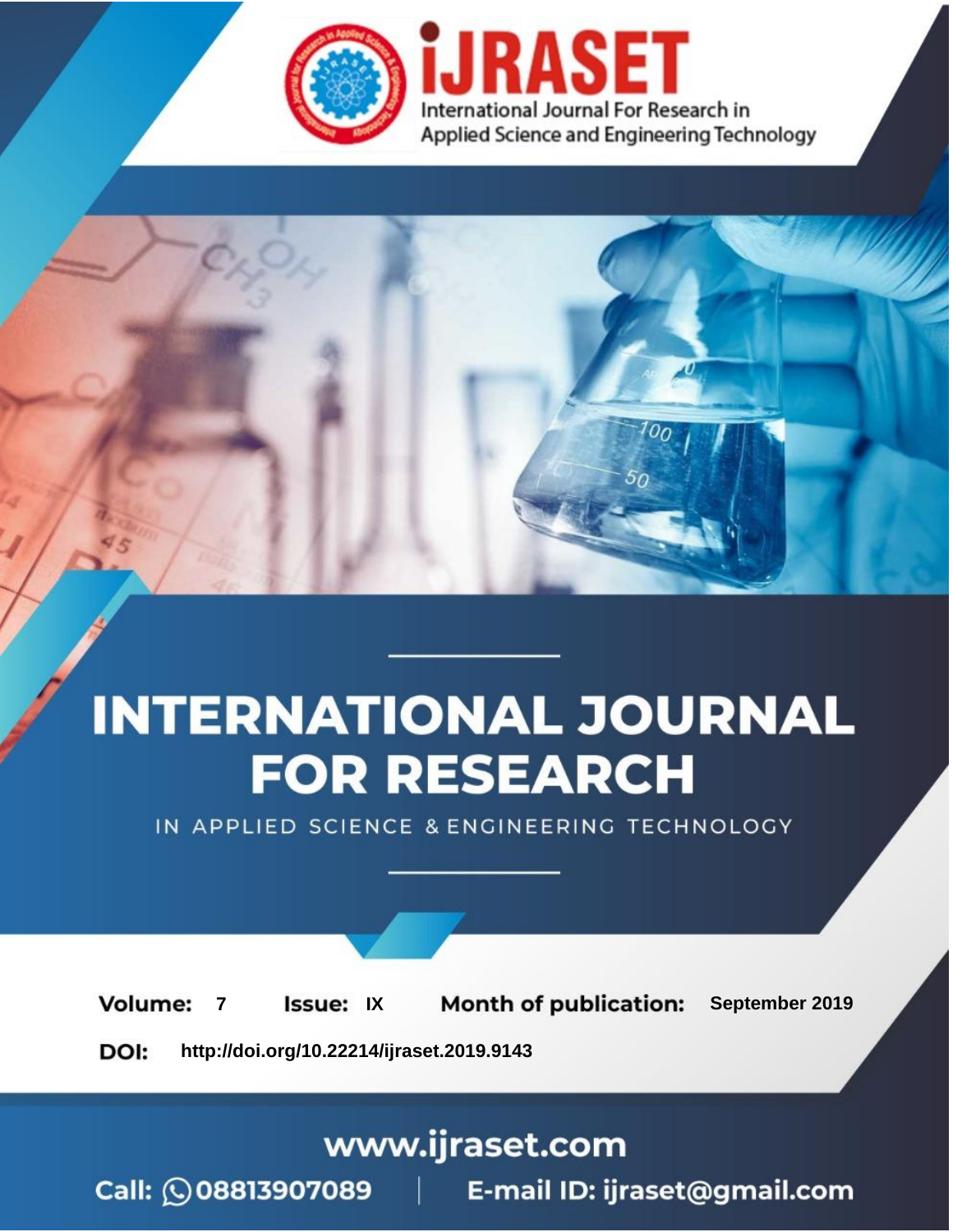# iJRASET

International Journal For Research in Applied Science and Engineering Technology

# INTERNATIONAL JOURNAL FOR RESEARCH

IN APPLIED SCIENCE & ENGINEERING TECHNOLOGY

**Volume:** 7 **Issue:** IX **Month of publication:** September 2019

**DOI:** http://doi.org/10.22214/ijraset.2019.9143

www.ijraset.com

Call: 08813907089 | E-mail ID: ijraset@gmail.com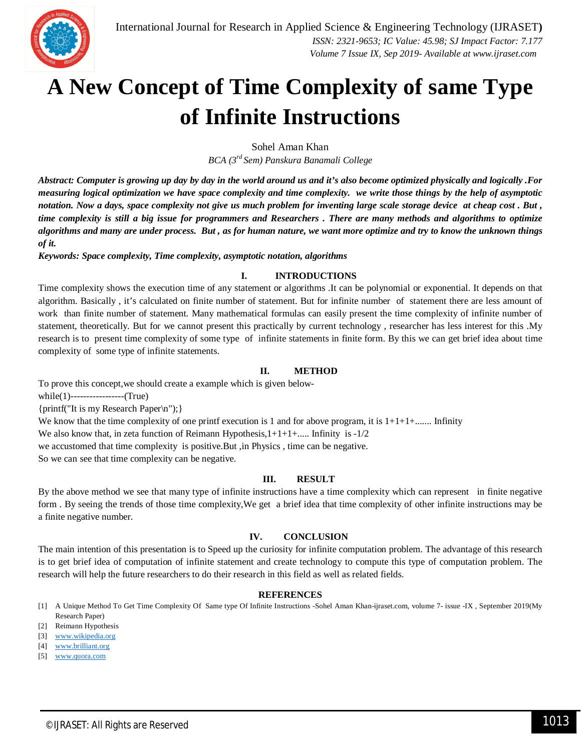# A New Concept of Time Complexity of same Type of Infinite Instructions

Sohel Aman Khan

*BCA (3rd Sem) Panskura Banamali College*

***Abstract:** Computer is growing up day by day in the world around us and it's also become optimized physically and logically .For measuring logical optimization we have space complexity and time complexity. we write those things by the help of asymptotic notation. Now a days, space complexity not give us much problem for inventing large scale storage device at cheap cost . But , time complexity is still a big issue for programmers and Researchers . There are many methods and algorithms to optimize algorithms and many are under process. But , as for human nature, we want more optimize and try to know the unknown things of it.*

***Keywords:** Space complexity, Time complexity, asymptotic notation, algorithms*

## I. INTRODUCTIONS

Time complexity shows the execution time of any statement or algorithms .It can be polynomial or exponential. It depends on that algorithm. Basically , it's calculated on finite number of statement. But for infinite number of statement there are less amount of work than finite number of statement. Many mathematical formulas can easily present the time complexity of infinite number of statement, theoretically. But for we cannot present this practically by current technology , researcher has less interest for this .My research is to present time complexity of some type of infinite statements in finite form. By this we can get brief idea about time complexity of some type of infinite statements.

## II. METHOD

To prove this concept,we should create a example which is given below-

```
while(1)-----------------(True)
{printf("It is my Research Paper\n");}
```

We know that the time complexity of one printf execution is 1 and for above program, it is 1+1+1+....... Infinity

We also know that, in zeta function of Reimann Hypothesis,1+1+1+..... Infinity is -1/2

we accustomed that time complexity is positive.But ,in Physics , time can be negative.

So we can see that time complexity can be negative.

## III. RESULT

By the above method we see that many type of infinite instructions have a time complexity which can represent in finite negative form . By seeing the trends of those time complexity,We get a brief idea that time complexity of other infinite instructions may be a finite negative number.

## IV. CONCLUSION

The main intention of this presentation is to Speed up the curiosity for infinite computation problem. The advantage of this research is to get brief idea of computation of infinite statement and create technology to compute this type of computation problem. The research will help the future researchers to do their research in this field as well as related fields.

## REFERENCES

[1] A Unique Method To Get Time Complexity Of Same type Of Infinite Instructions -Sohel Aman Khan-ijraset.com, volume 7- issue -IX , September 2019(My Research Paper)

[2] Reimann Hypothesis

[3] www.wikipedia.org

[4] www.brilliant.org

[5] www.quora.com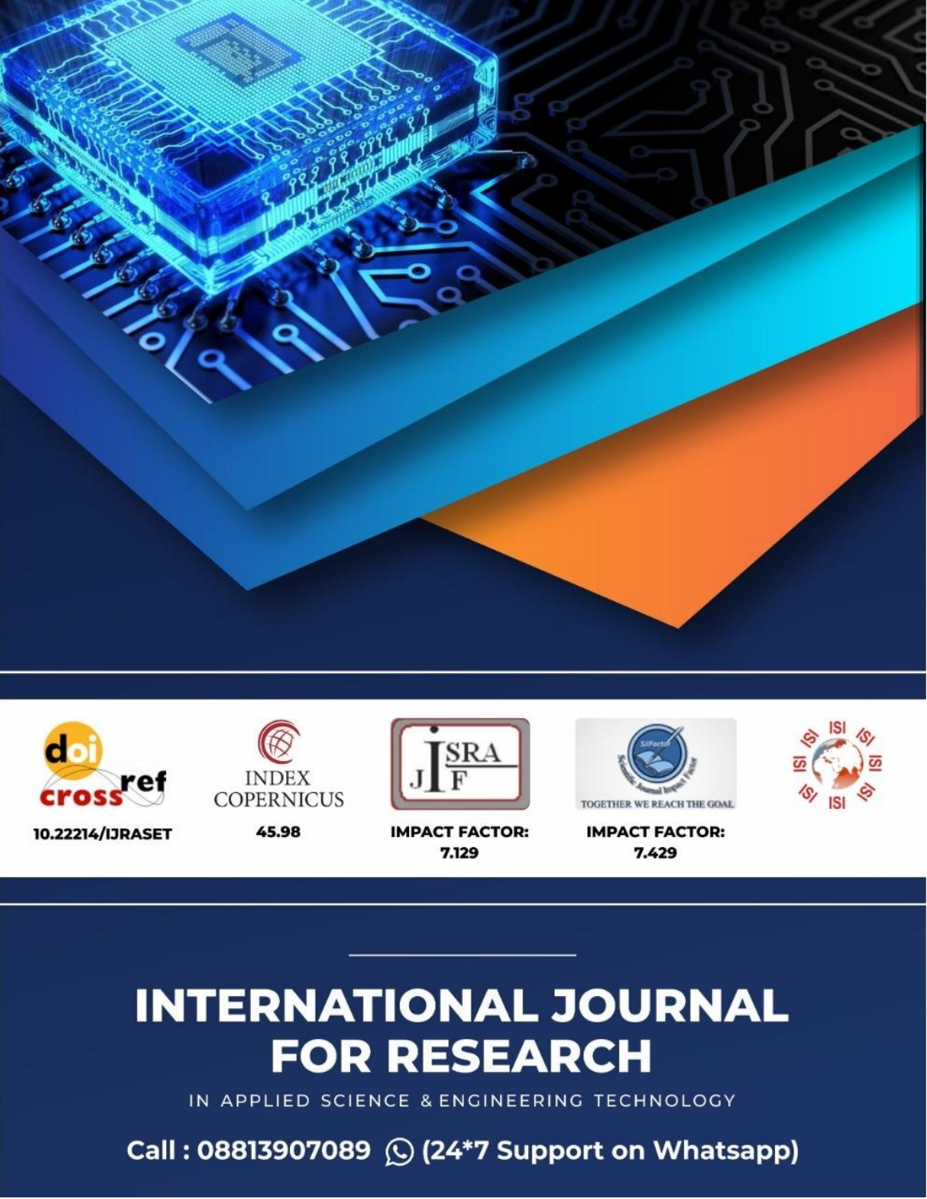10.22214/IJRASET

INDEX COPERNICUS

45.98

IMPACT FACTOR: 7.129

IMPACT FACTOR: 7.429

TOGETHER WE REACH THE GOAL

# INTERNATIONAL JOURNAL FOR RESEARCH

IN APPLIED SCIENCE & ENGINEERING TECHNOLOGY

Call : 08813907089 (24*7 Support on Whatsapp)